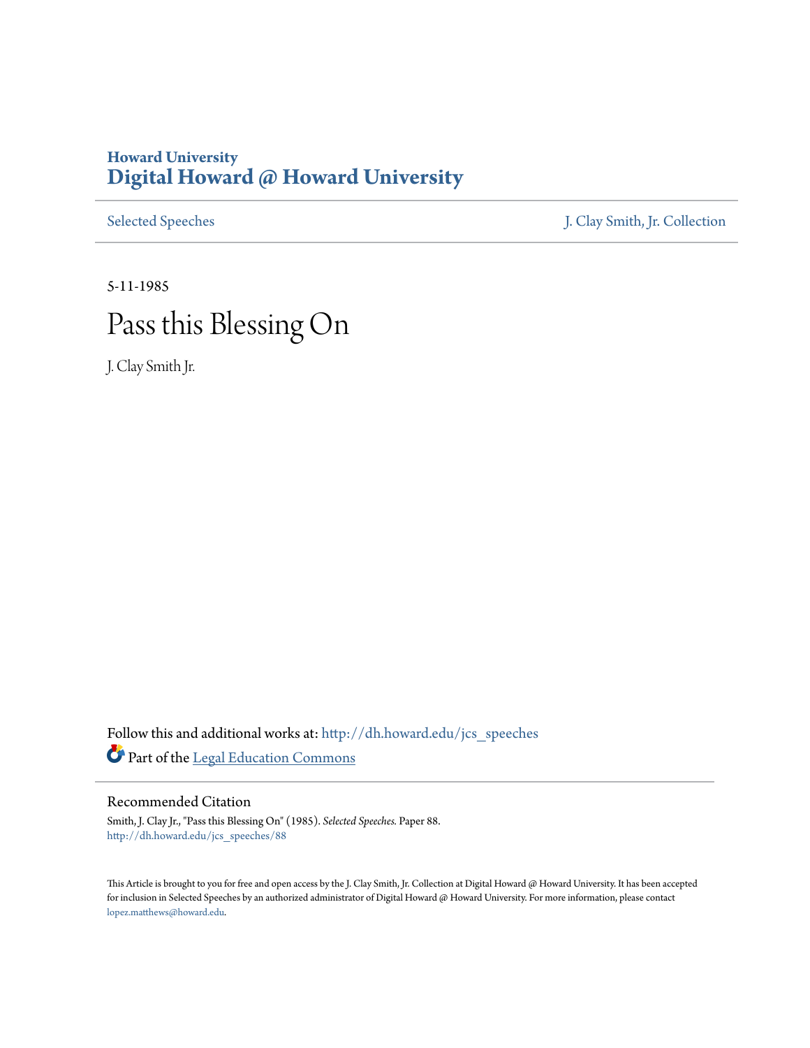Howard University
# Digital Howard @ Howard University

Selected Speeches | J. Clay Smith, Jr. Collection

5-11-1985

# Pass this Blessing On

J. Clay Smith Jr.

Follow this and additional works at: http://dh.howard.edu/jcs_speeches

Part of the Legal Education Commons

## Recommended Citation

Smith, J. Clay Jr., "Pass this Blessing On" (1985). *Selected Speeches.* Paper 88.
http://dh.howard.edu/jcs_speeches/88

This Article is brought to you for free and open access by the J. Clay Smith, Jr. Collection at Digital Howard @ Howard University. It has been accepted for inclusion in Selected Speeches by an authorized administrator of Digital Howard @ Howard University. For more information, please contact lopez.matthews@howard.edu.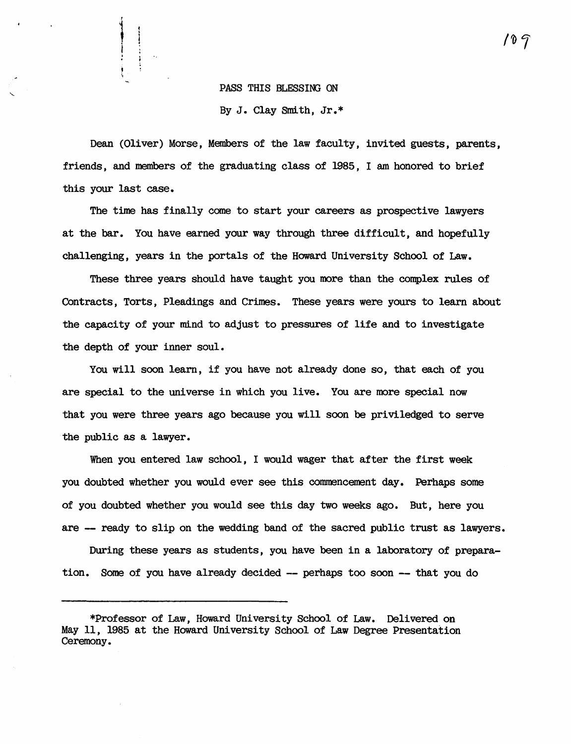# PASS THIS BLESSING ON

By J. Clay Smith, Jr.*

Dean (Oliver) Morse, Members of the law faculty, invited guests, parents, friends, and members of the graduating class of 1985, I am honored to brief this your last case.

The time has finally come to start your careers as prospective lawyers at the bar. You have earned your way through three difficult, and hopefully challenging, years in the portals of the Howard University School of Law.

These three years should have taught you more than the complex rules of Contracts, Torts, Pleadings and Crimes. These years were yours to learn about the capacity of your mind to adjust to pressures of life and to investigate the depth of your inner soul.

You will soon learn, if you have not already done so, that each of you are special to the universe in which you live. You are more special now that you were three years ago because you will soon be priviledged to serve the public as a lawyer.

When you entered law school, I would wager that after the first week you doubted whether you would ever see this commencement day. Perhaps some of you doubted whether you would see this day two weeks ago. But, here you are — ready to slip on the wedding band of the sacred public trust as lawyers.

During these years as students, you have been in a laboratory of preparation. Some of you have already decided — perhaps too soon — that you do

---

*Professor of Law, Howard University School of Law. Delivered on May 11, 1985 at the Howard University School of Law Degree Presentation Ceremony.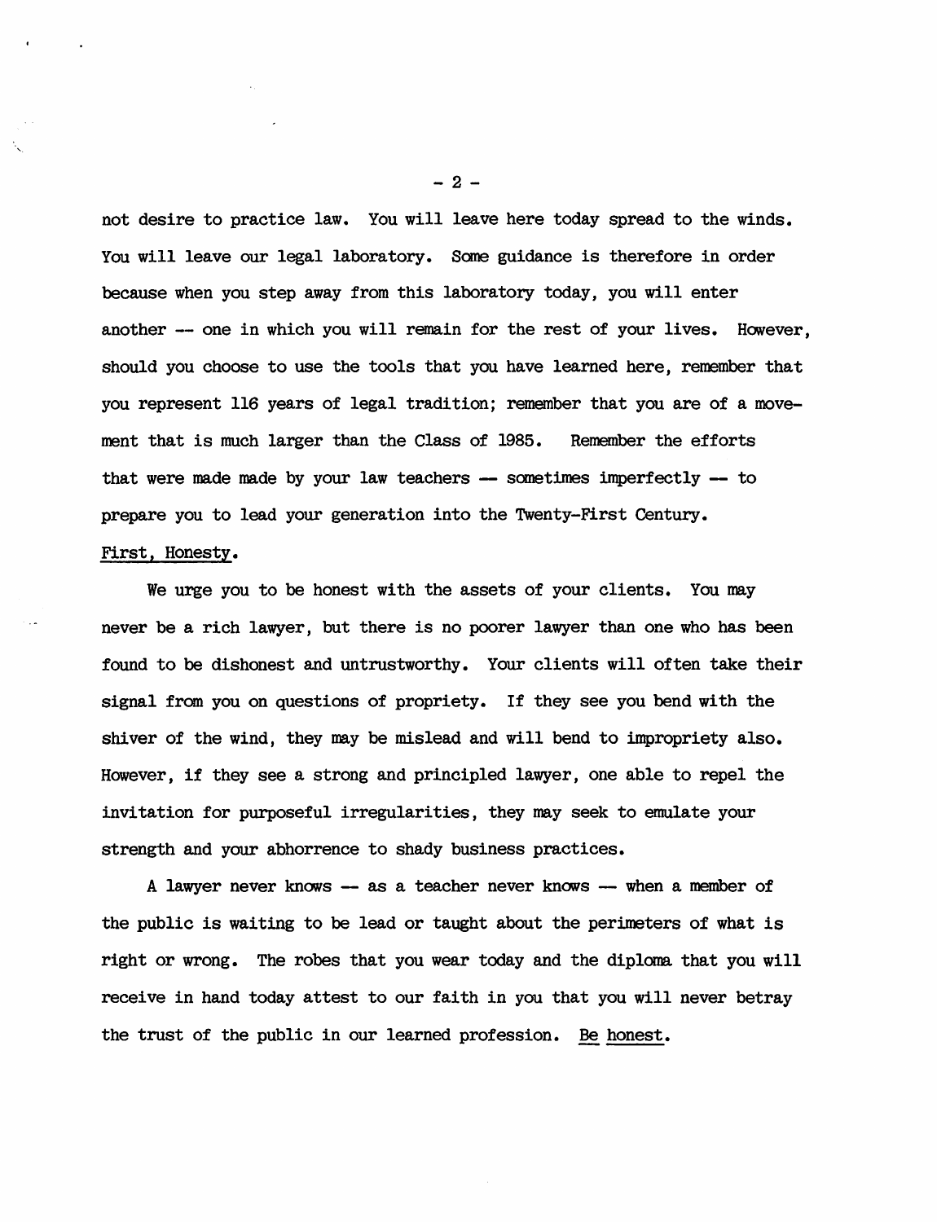not desire to practice law. You will leave here today spread to the winds. You will leave our legal laboratory. Some guidance is therefore in order because when you step away from this laboratory today, you will enter another -- one in which you will remain for the rest of your lives. However, should you choose to use the tools that you have learned here, remember that you represent 116 years of legal tradition; remember that you are of a movement that is much larger than the Class of 1985. Remember the efforts that were made made by your law teachers -- sometimes imperfectly -- to prepare you to lead your generation into the Twenty-First Century.

<u>First, Honesty</u>.

We urge you to be honest with the assets of your clients. You may never be a rich lawyer, but there is no poorer lawyer than one who has been found to be dishonest and untrustworthy. Your clients will often take their signal from you on questions of propriety. If they see you bend with the shiver of the wind, they may be mislead and will bend to impropriety also. However, if they see a strong and principled lawyer, one able to repel the invitation for purposeful irregularities, they may seek to emulate your strength and your abhorrence to shady business practices.

A lawyer never knows -- as a teacher never knows -- when a member of the public is waiting to be lead or taught about the perimeters of what is right or wrong. The robes that you wear today and the diploma that you will receive in hand today attest to our faith in you that you will never betray the trust of the public in our learned profession. <u>Be honest</u>.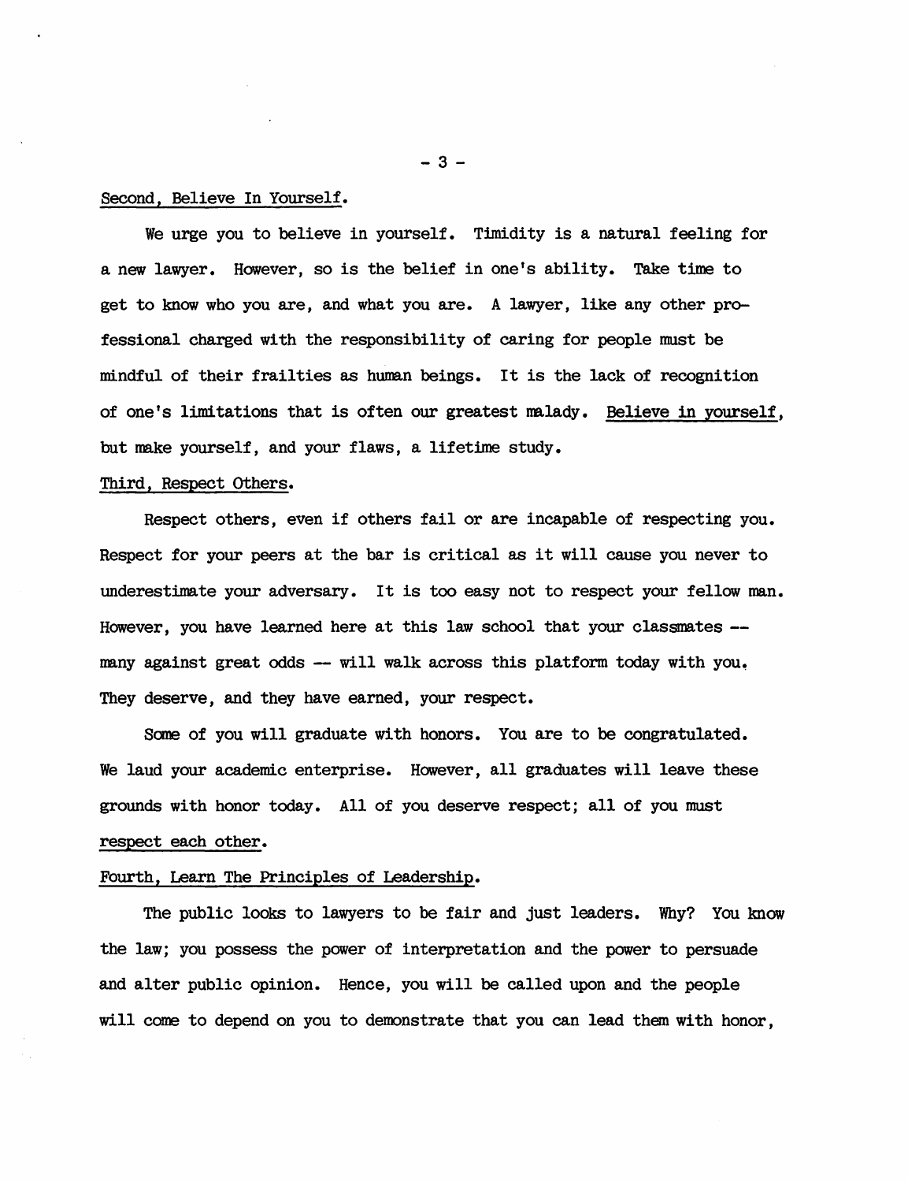Second, Believe In Yourself.

We urge you to believe in yourself. Timidity is a natural feeling for a new lawyer. However, so is the belief in one's ability. Take time to get to know who you are, and what you are. A lawyer, like any other professional charged with the responsibility of caring for people must be mindful of their frailties as human beings. It is the lack of recognition of one's limitations that is often our greatest malady. Believe in yourself, but make yourself, and your flaws, a lifetime study.

Third, Respect Others.

Respect others, even if others fail or are incapable of respecting you. Respect for your peers at the bar is critical as it will cause you never to underestimate your adversary. It is too easy not to respect your fellow man. However, you have learned here at this law school that your classmates -- many against great odds -- will walk across this platform today with you. They deserve, and they have earned, your respect.

Some of you will graduate with honors. You are to be congratulated. We laud your academic enterprise. However, all graduates will leave these grounds with honor today. All of you deserve respect; all of you must respect each other.

Fourth, Learn The Principles of Leadership.

The public looks to lawyers to be fair and just leaders. Why? You know the law; you possess the power of interpretation and the power to persuade and alter public opinion. Hence, you will be called upon and the people will come to depend on you to demonstrate that you can lead them with honor,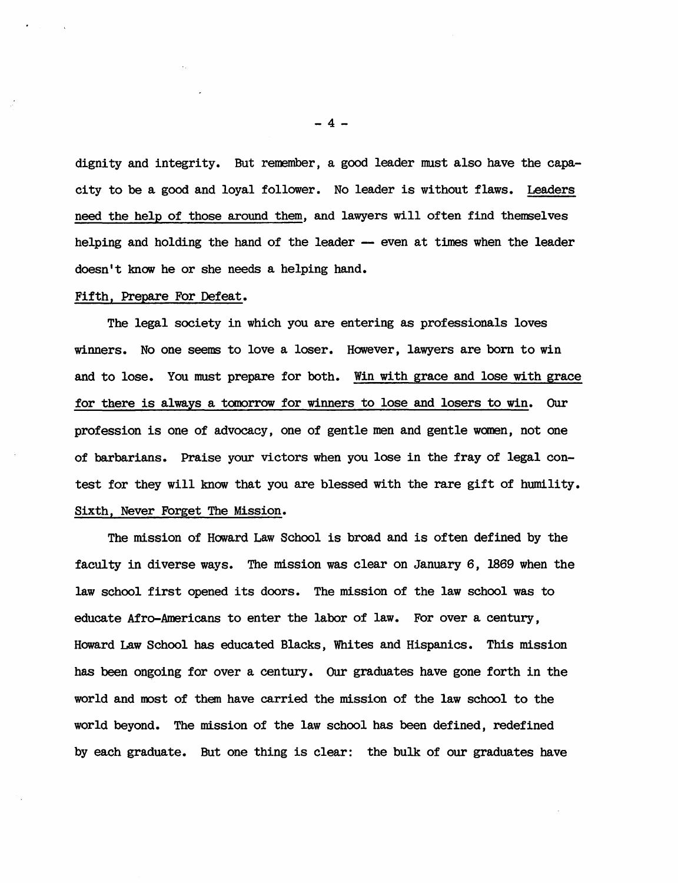dignity and integrity. But remember, a good leader must also have the capacity to be a good and loyal follower. No leader is without flaws. Leaders need the help of those around them, and lawyers will often find themselves helping and holding the hand of the leader — even at times when the leader doesn't know he or she needs a helping hand.

Fifth, Prepare For Defeat.

The legal society in which you are entering as professionals loves winners. No one seems to love a loser. However, lawyers are born to win and to lose. You must prepare for both. Win with grace and lose with grace for there is always a tomorrow for winners to lose and losers to win. Our profession is one of advocacy, one of gentle men and gentle women, not one of barbarians. Praise your victors when you lose in the fray of legal contest for they will know that you are blessed with the rare gift of humility.

Sixth, Never Forget The Mission.

The mission of Howard Law School is broad and is often defined by the faculty in diverse ways. The mission was clear on January 6, 1869 when the law school first opened its doors. The mission of the law school was to educate Afro-Americans to enter the labor of law. For over a century, Howard Law School has educated Blacks, Whites and Hispanics. This mission has been ongoing for over a century. Our graduates have gone forth in the world and most of them have carried the mission of the law school to the world beyond. The mission of the law school has been defined, redefined by each graduate. But one thing is clear: the bulk of our graduates have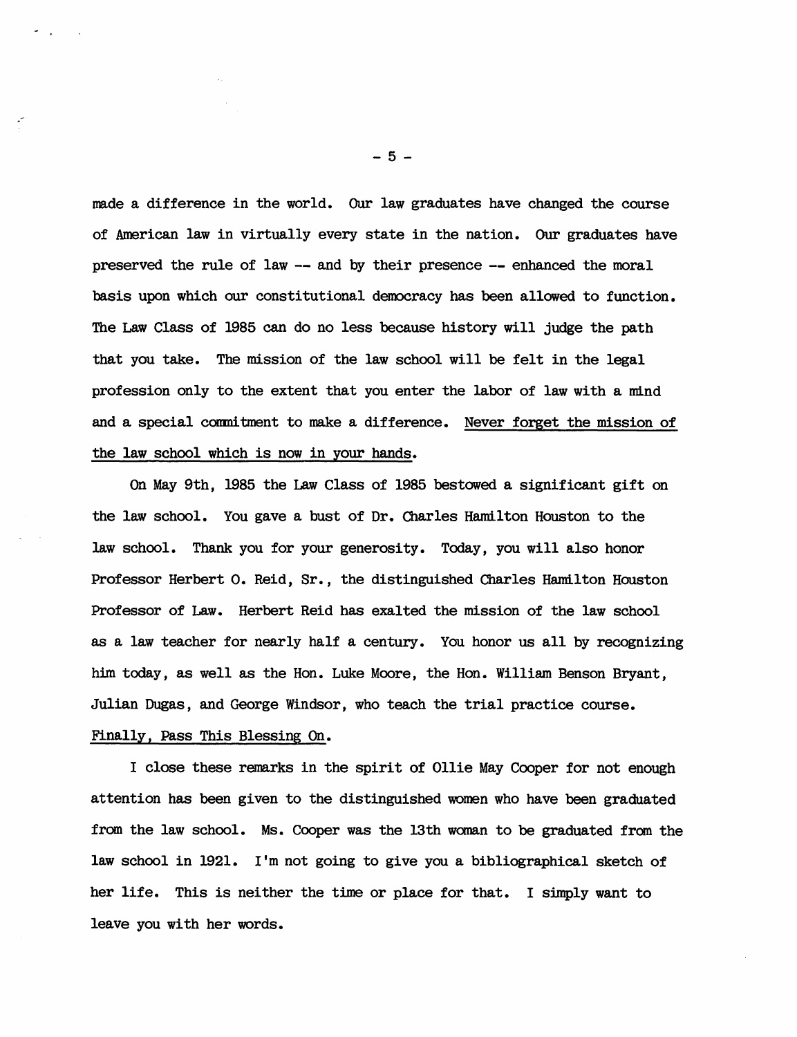made a difference in the world. Our law graduates have changed the course of American law in virtually every state in the nation. Our graduates have preserved the rule of law -- and by their presence -- enhanced the moral basis upon which our constitutional democracy has been allowed to function. The Law Class of 1985 can do no less because history will judge the path that you take. The mission of the law school will be felt in the legal profession only to the extent that you enter the labor of law with a mind and a special commitment to make a difference. <u>Never forget the mission of the law school which is now in your hands</u>.

On May 9th, 1985 the Law Class of 1985 bestowed a significant gift on the law school. You gave a bust of Dr. Charles Hamilton Houston to the law school. Thank you for your generosity. Today, you will also honor Professor Herbert O. Reid, Sr., the distinguished Charles Hamilton Houston Professor of Law. Herbert Reid has exalted the mission of the law school as a law teacher for nearly half a century. You honor us all by recognizing him today, as well as the Hon. Luke Moore, the Hon. William Benson Bryant, Julian Dugas, and George Windsor, who teach the trial practice course.

<u>Finally, Pass This Blessing On</u>.

I close these remarks in the spirit of Ollie May Cooper for not enough attention has been given to the distinguished women who have been graduated from the law school. Ms. Cooper was the 13th woman to be graduated from the law school in 1921. I'm not going to give you a bibliographical sketch of her life. This is neither the time or place for that. I simply want to leave you with her words.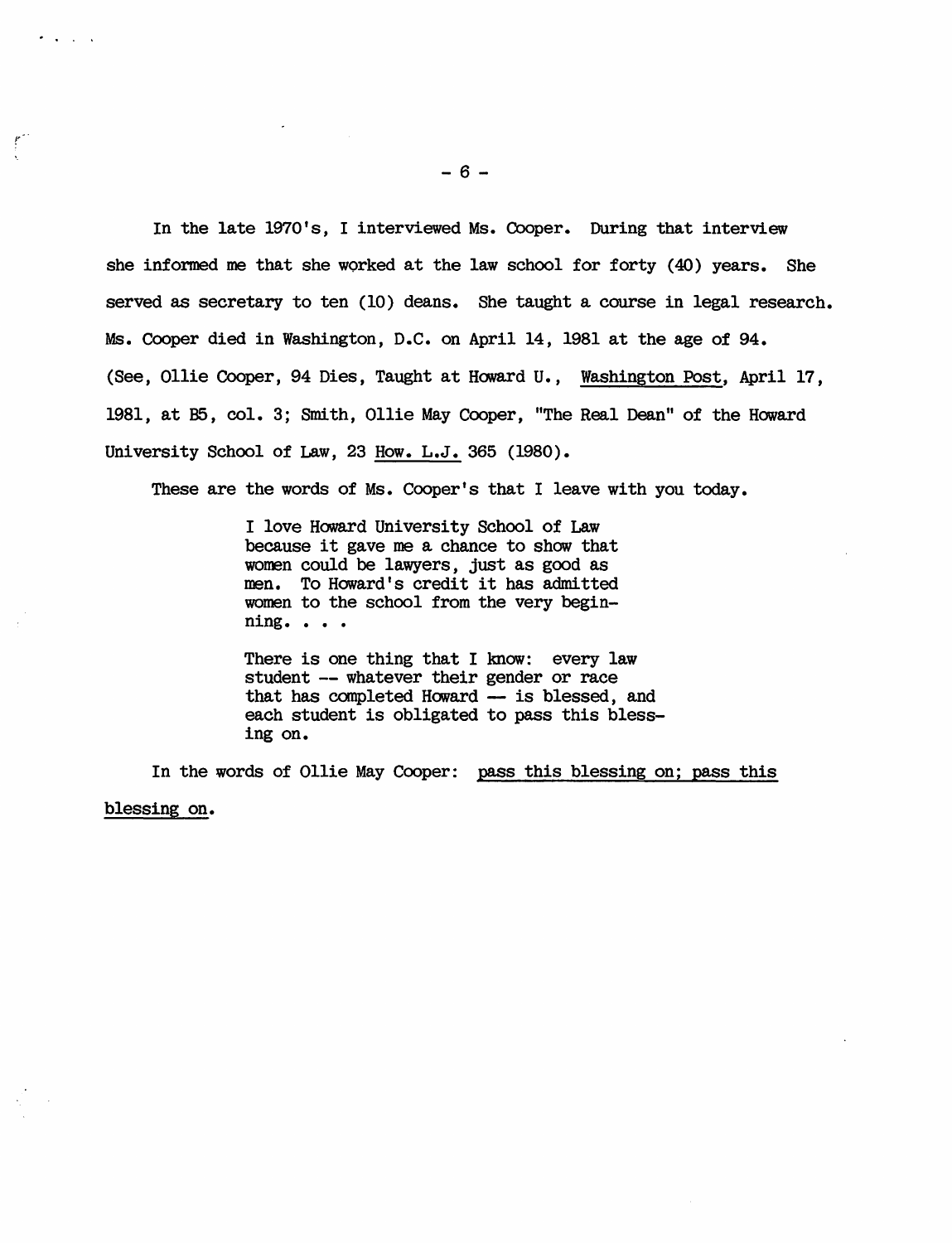In the late 1970's, I interviewed Ms. Cooper. During that interview she informed me that she worked at the law school for forty (40) years. She served as secretary to ten (10) deans. She taught a course in legal research. Ms. Cooper died in Washington, D.C. on April 14, 1981 at the age of 94. (See, Ollie Cooper, 94 Dies, Taught at Howard U., <u>Washington Post</u>, April 17, 1981, at B5, col. 3; Smith, Ollie May Cooper, "The Real Dean" of the Howard University School of Law, 23 <u>How. L.J.</u> 365 (1980).

These are the words of Ms. Cooper's that I leave with you today.

> I love Howard University School of Law because it gave me a chance to show that women could be lawyers, just as good as men. To Howard's credit it has admitted women to the school from the very beginning. . . .
>
> There is one thing that I know: every law student -- whatever their gender or race that has completed Howard -- is blessed, and each student is obligated to pass this blessing on.

In the words of Ollie May Cooper: <u>pass this blessing on; pass this blessing on</u>.